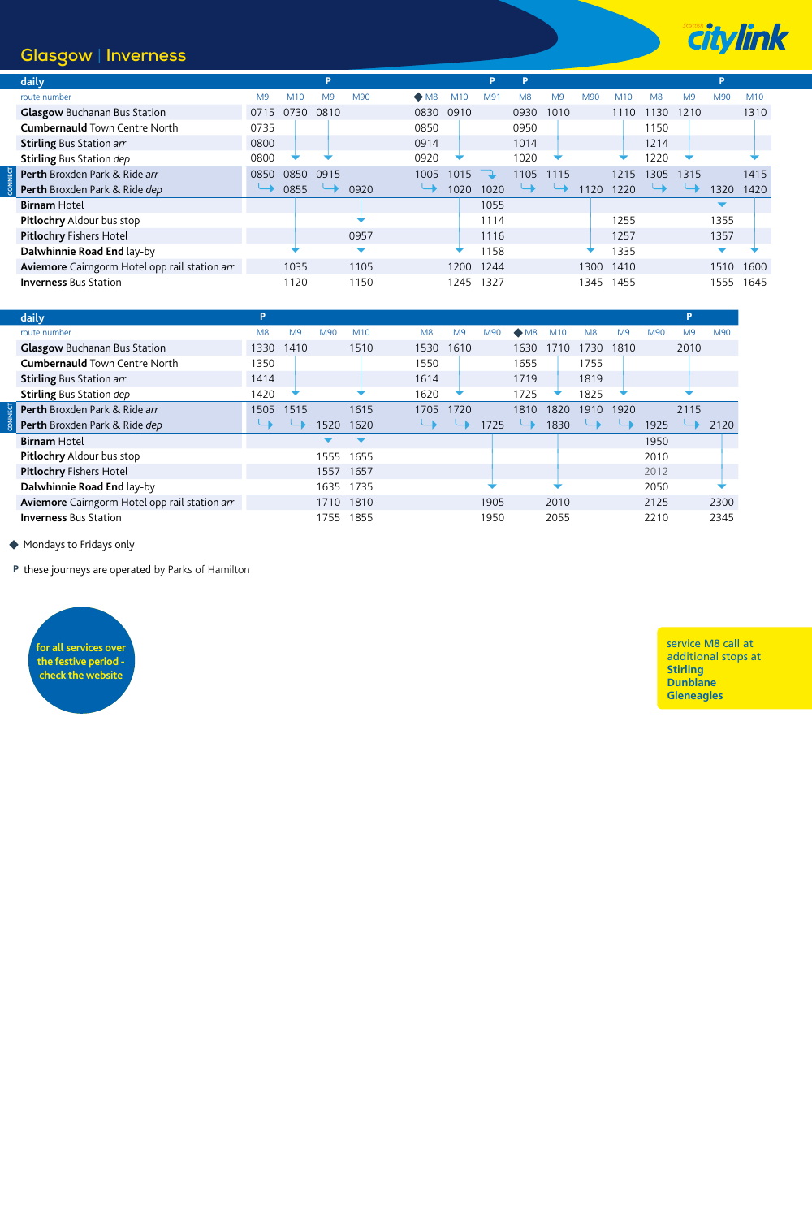# Glasgow | Inverness

**daily**

| | | | P | | | | P | P | | | | | | P | |
|---|---|---|---|---|---|---|---|---|---|---|---|---|---|---|---|
| route number | M9 | M10 | M9 | M90 | ◆ M8 | M10 | M91 | M8 | M9 | M90 | M10 | M8 | M9 | M90 | M10 |
| **Glasgow** Buchanan Bus Station | 0715 | 0730 | 0810 | | 0830 | 0910 | | 0930 | 1010 | | 1110 | 1130 | 1210 | | 1310 |
| **Cumbernauld** Town Centre North | 0735 | | | | 0850 | | | 0950 | | | | 1150 | | | |
| **Stirling** Bus Station *arr* | 0800 | | | | 0914 | | | 1014 | | | | 1214 | | | |
| **Stirling** Bus Station *dep* | 0800 | | | | 0920 | | | 1020 | | | | 1220 | | | |
| **Perth** Broxden Park & Ride *arr* | 0850 | 0850 | 0915 | | 1005 | 1015 | | 1105 | 1115 | | 1215 | 1305 | 1315 | | 1415 |
| **Perth** Broxden Park & Ride *dep* | | 0855 | | 0920 | | 1020 | 1020 | | | 1120 | 1220 | | | 1320 | 1420 |
| **Birnam** Hotel | | | | | | | 1055 | | | | | | | | |
| **Pitlochry** Aldour bus stop | | | | | | | 1114 | | | | 1255 | | | 1355 | |
| **Pitlochry** Fishers Hotel | | | | 0957 | | | 1116 | | | | 1257 | | | 1357 | |
| **Dalwhinnie Road End** lay-by | | | | | | | 1158 | | | | 1335 | | | | |
| **Aviemore** Cairngorm Hotel opp rail station *arr* | | 1035 | | 1105 | | 1200 | 1244 | | | 1300 | 1410 | | | 1510 | 1600 |
| **Inverness** Bus Station | | 1120 | | 1150 | | 1245 | 1327 | | | 1345 | 1455 | | | 1555 | 1645 |

**daily**

| | P | | | | | | | | | | | | P | |
|---|---|---|---|---|---|---|---|---|---|---|---|---|---|---|
| route number | M8 | M9 | M90 | M10 | M8 | M9 | M90 | ◆ M8 | M10 | M8 | M9 | M90 | M9 | M90 |
| **Glasgow** Buchanan Bus Station | 1330 | 1410 | | 1510 | 1530 | 1610 | | 1630 | 1710 | 1730 | 1810 | | 2010 | |
| **Cumbernauld** Town Centre North | 1350 | | | | 1550 | | | 1655 | | 1755 | | | | |
| **Stirling** Bus Station *arr* | 1414 | | | | 1614 | | | 1719 | | 1819 | | | | |
| **Stirling** Bus Station *dep* | 1420 | | | | 1620 | | | 1725 | | 1825 | | | | |
| **Perth** Broxden Park & Ride *arr* | 1505 | 1515 | | 1615 | 1705 | 1720 | | 1810 | 1820 | 1910 | 1920 | | 2115 | |
| **Perth** Broxden Park & Ride *dep* | | | 1520 | 1620 | | | 1725 | | 1830 | | | 1925 | | 2120 |
| **Birnam** Hotel | | | | | | | | | | | | 1950 | | |
| **Pitlochry** Aldour bus stop | | | 1555 | 1655 | | | | | | | | 2010 | | |
| **Pitlochry** Fishers Hotel | | | 1557 | 1657 | | | | | | | | 2012 | | |
| **Dalwhinnie Road End** lay-by | | | 1635 | 1735 | | | | | | | | 2050 | | |
| **Aviemore** Cairngorm Hotel opp rail station *arr* | | | 1710 | 1810 | | | 1905 | | 2010 | | | 2125 | | 2300 |
| **Inverness** Bus Station | | | 1755 | 1855 | | | 1950 | | 2055 | | | 2210 | | 2345 |

◆ Mondays to Fridays only

**P** these journeys are operated by Parks of Hamilton

for all services over the festive period - check the website

service M8 call at additional stops at
**Stirling**
**Dunblane**
**Gleneagles**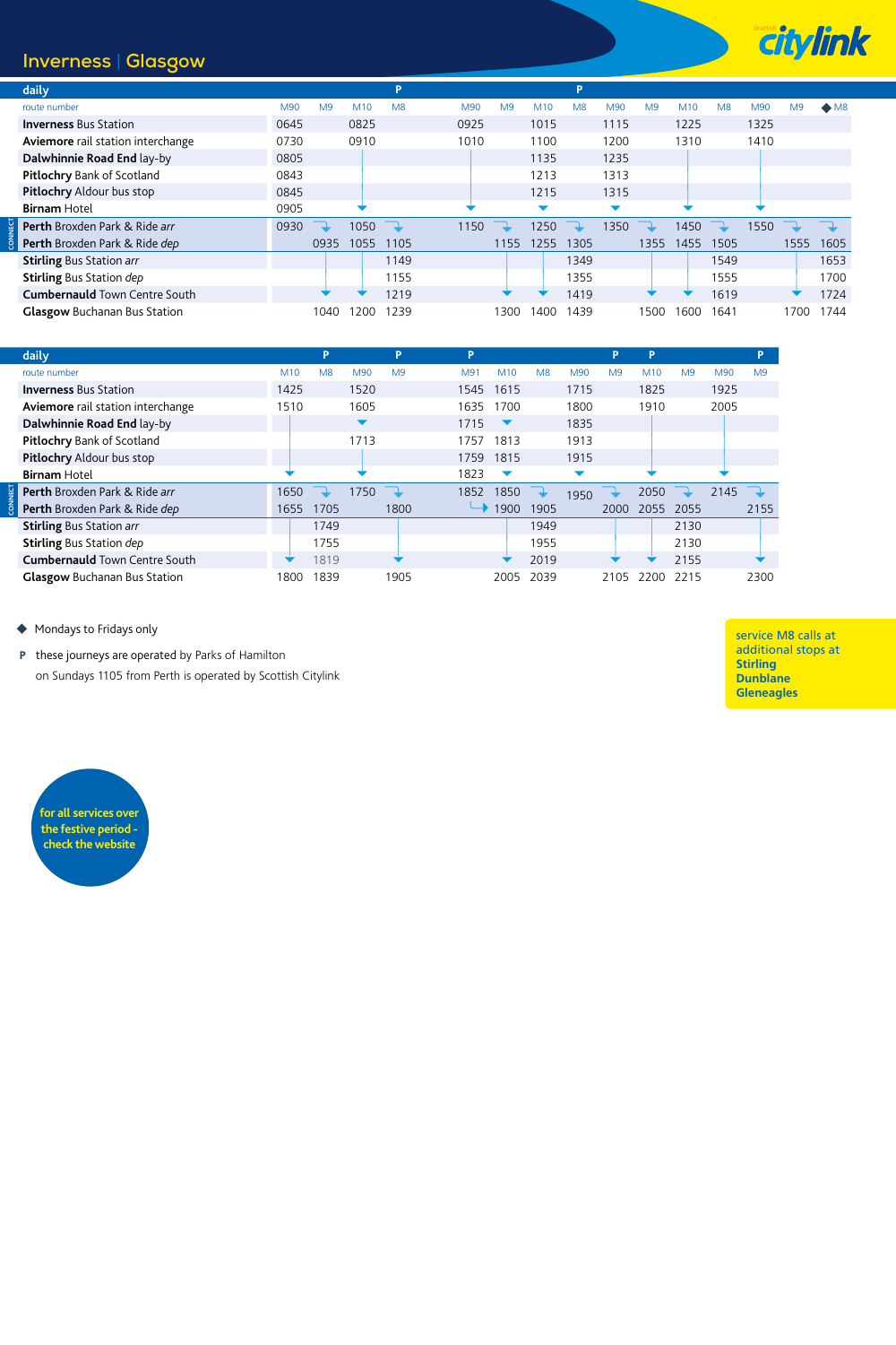# Inverness | Glasgow

**daily**

| | M90 | M9 | M10 | M8 | M90 | M9 | M10 | M8 | M90 | M9 | M10 | M8 | M90 | M9 | ◆ M8 |
|---|---|---|---|---|---|---|---|---|---|---|---|---|---|---|---|
| | | | | P | | | | P | | | | | | | |
| **Inverness** Bus Station | 0645 | | 0825 | | 0925 | | 1015 | | 1115 | | 1225 | | 1325 | | |
| **Aviemore** rail station interchange | 0730 | | 0910 | | 1010 | | 1100 | | 1200 | | 1310 | | 1410 | | |
| **Dalwhinnie Road End** lay-by | 0805 | | | | | | 1135 | | 1235 | | | | | | |
| **Pitlochry** Bank of Scotland | 0843 | | | | | | 1213 | | 1313 | | | | | | |
| **Pitlochry** Aldour bus stop | 0845 | | | | | | 1215 | | 1315 | | | | | | |
| **Birnam** Hotel | 0905 | | ↓ | | ↓ | | ↓ | | ↓ | | ↓ | | ↓ | | |
| **Perth** Broxden Park & Ride *arr* | 0930 | ↘ | 1050 | ↘ | 1150 | ↘ | 1250 | ↘ | 1350 | ↘ | 1450 | ↘ | 1550 | ↘ | ↘ |
| **Perth** Broxden Park & Ride *dep* | | 0935 | 1055 | 1105 | | 1155 | 1255 | 1305 | | 1355 | 1455 | 1505 | | 1555 | 1605 |
| **Stirling** Bus Station *arr* | | | | 1149 | | | | 1349 | | | | 1549 | | | 1653 |
| **Stirling** Bus Station *dep* | | | | 1155 | | | | 1355 | | | | 1555 | | | 1700 |
| **Cumbernauld** Town Centre South | | ↓ | ↓ | 1219 | | ↓ | ↓ | 1419 | | ↓ | ↓ | 1619 | | ↓ | 1724 |
| **Glasgow** Buchanan Bus Station | | 1040 | 1200 | 1239 | | 1300 | 1400 | 1439 | | 1500 | 1600 | 1641 | | 1700 | 1744 |

**daily**

| | M10 | M8 | M90 | M9 | M91 | M10 | M8 | M90 | M9 | M10 | M9 | M90 | M9 |
|---|---|---|---|---|---|---|---|---|---|---|---|---|---|
| | | P | | P | P | | | | P | P | | | P |
| **Inverness** Bus Station | 1425 | | 1520 | | 1545 | 1615 | | 1715 | | 1825 | | 1925 | |
| **Aviemore** rail station interchange | 1510 | | 1605 | | 1635 | 1700 | | 1800 | | 1910 | | 2005 | |
| **Dalwhinnie Road End** lay-by | | | ↓ | | 1715 | ↓ | | 1835 | | | | | |
| **Pitlochry** Bank of Scotland | | | 1713 | | 1757 | 1813 | | 1913 | | | | | |
| **Pitlochry** Aldour bus stop | | | | | 1759 | 1815 | | 1915 | | | | | |
| **Birnam** Hotel | ↓ | | ↓ | | 1823 | ↓ | | ↓ | | ↓ | | ↓ | |
| **Perth** Broxden Park & Ride *arr* | 1650 | ↘ | 1750 | ↘ | 1852 | 1850 | ↘ | 1950 | ↘ | 2050 | ↘ | 2145 | ↘ |
| **Perth** Broxden Park & Ride *dep* | 1655 | 1705 | | 1800 | ↳ | 1900 | 1905 | | 2000 | 2055 | 2055 | | 2155 |
| **Stirling** Bus Station *arr* | | 1749 | | | | | 1949 | | | | 2130 | | |
| **Stirling** Bus Station *dep* | | 1755 | | | | | 1955 | | | | 2130 | | |
| **Cumbernauld** Town Centre South | ↓ | 1819 | | ↓ | | ↓ | 2019 | | ↓ | ↓ | 2155 | | ↓ |
| **Glasgow** Buchanan Bus Station | 1800 | 1839 | | 1905 | | 2005 | 2039 | | 2105 | 2200 | 2215 | | 2300 |

◆ Mondays to Fridays only

**P** these journeys are operated by Parks of Hamilton

on Sundays 1105 from Perth is operated by Scottish Citylink

service M8 calls at additional stops at **Stirling** **Dunblane** **Gleneagles**

for all services over the festive period - check the website